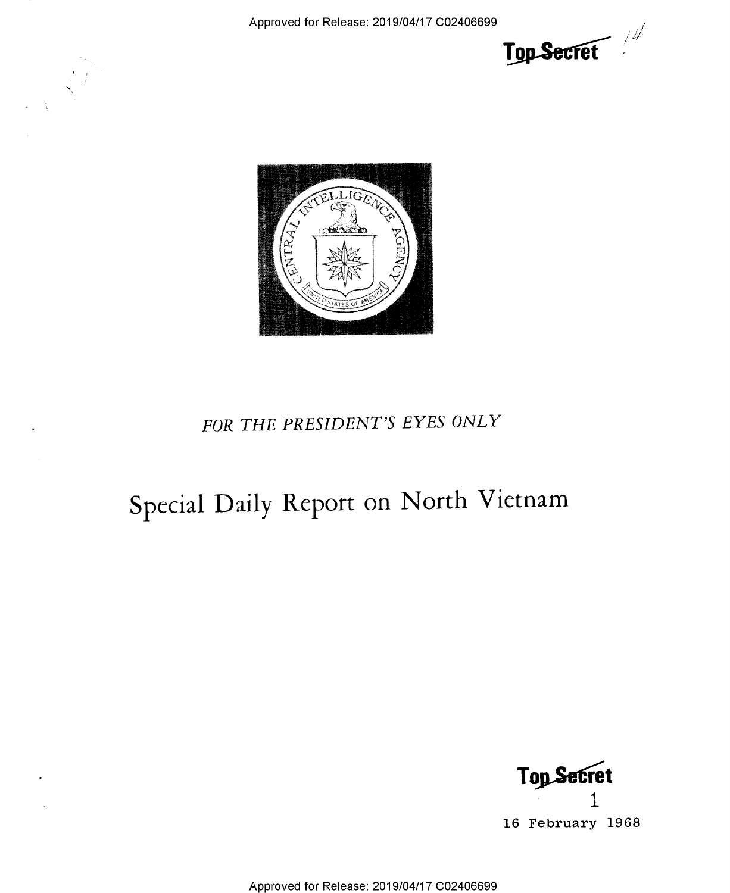Top Secret

FOR THE PRESIDENT'S EYES ONLY

# Special Daily Report on North Vietnam

Top Secret

16 February 1968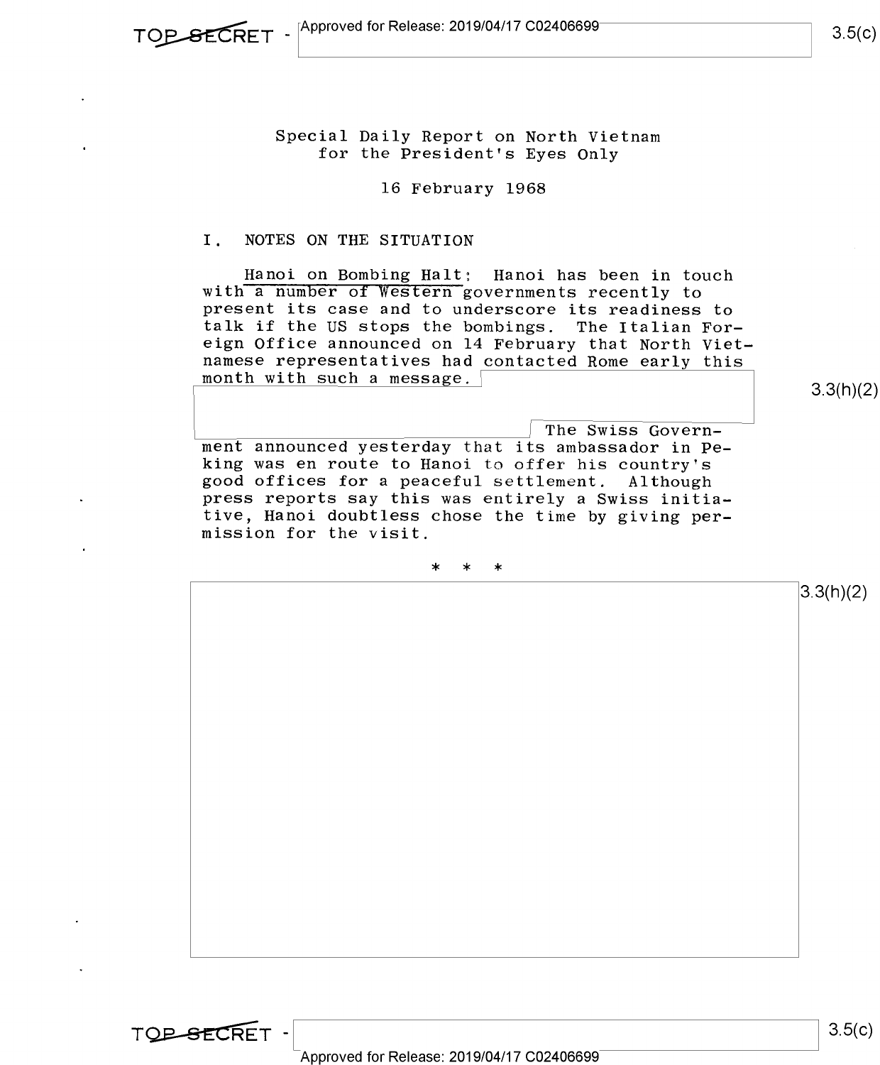Special Daily Report on North Vietnam
for the President's Eyes Only

16 February 1968

## I. NOTES ON THE SITUATION

Hanoi on Bombing Halt: Hanoi has been in touch with a number of Western governments recently to present its case and to underscore its readiness to talk if the US stops the bombings. The Italian Foreign Office announced on 14 February that North Vietnamese representatives had contacted Rome early this month with such a message. [3.3(h)(2)] The Swiss Government announced yesterday that its ambassador in Peking was en route to Hanoi to offer his country's good offices for a peaceful settlement. Although press reports say this was entirely a Swiss initiative, Hanoi doubtless chose the time by giving permission for the visit.

\* \* \*

[3.3(h)(2)]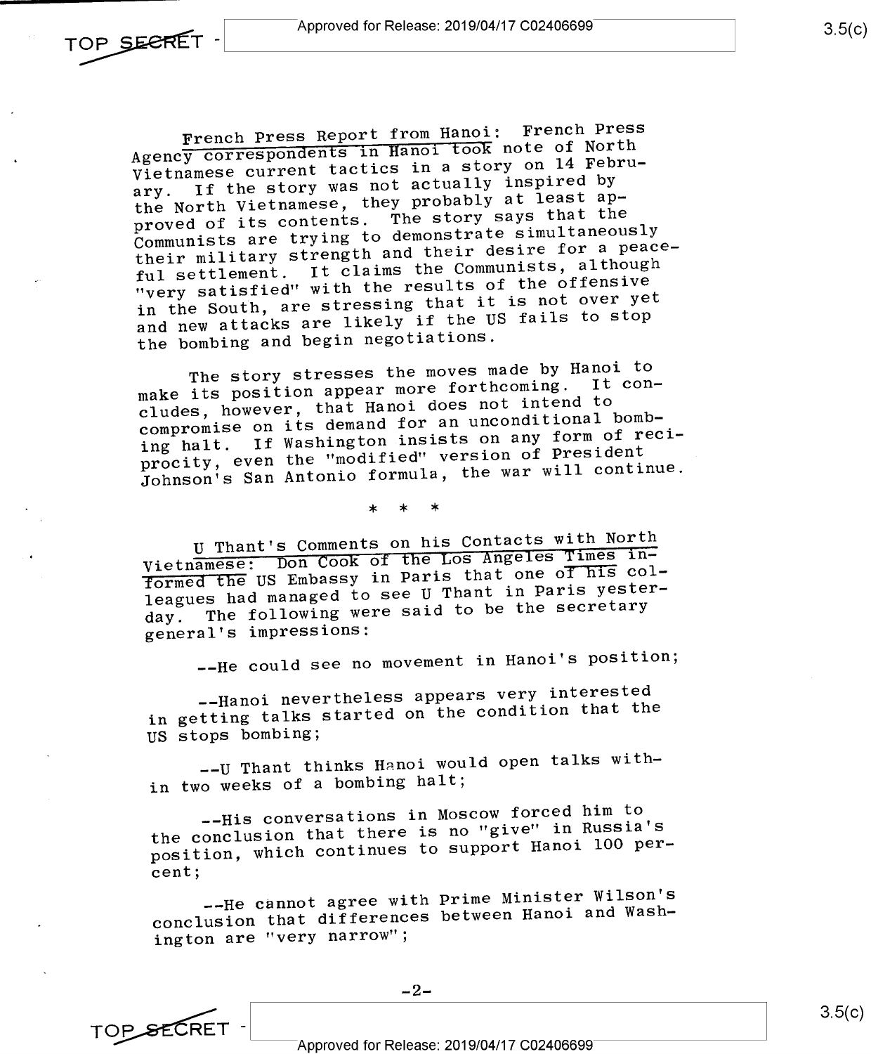<u>French Press Report from Hanoi</u>: French Press Agency correspondents in Hanoi took note of North Vietnamese current tactics in a story on 14 February. If the story was not actually inspired by the North Vietnamese, they probably at least approved of its contents. The story says that the Communists are trying to demonstrate simultaneously their military strength and their desire for a peaceful settlement. It claims the Communists, although "very satisfied" with the results of the offensive in the South, are stressing that it is not over yet and new attacks are likely if the US fails to stop the bombing and begin negotiations.

The story stresses the moves made by Hanoi to make its position appear more forthcoming. It concludes, however, that Hanoi does not intend to compromise on its demand for an unconditional bombing halt. If Washington insists on any form of reciprocity, even the "modified" version of President Johnson's San Antonio formula, the war will continue.

\* \* \*

<u>U Thant's Comments on his Contacts with North Vietnamese</u>: Don Cook of the Los Angeles Times informed the US Embassy in Paris that one of his colleagues had managed to see U Thant in Paris yesterday. The following were said to be the secretary general's impressions:

--He could see no movement in Hanoi's position;

--Hanoi nevertheless appears very interested in getting talks started on the condition that the US stops bombing;

--U Thant thinks Hanoi would open talks within two weeks of a bombing halt;

--His conversations in Moscow forced him to the conclusion that there is no "give" in Russia's position, which continues to support Hanoi 100 percent;

--He cannot agree with Prime Minister Wilson's conclusion that differences between Hanoi and Washington are "very narrow";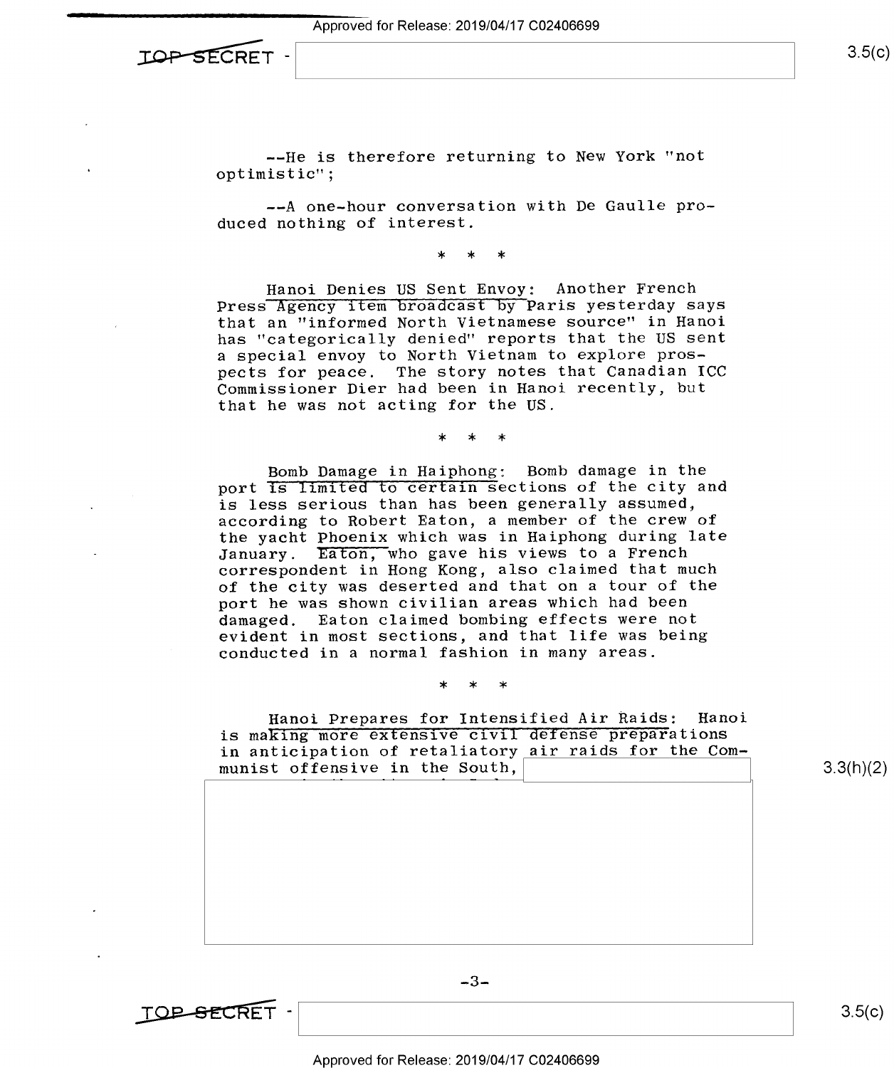--He is therefore returning to New York "not optimistic";

--A one-hour conversation with De Gaulle produced nothing of interest.

* * *

Hanoi Denies US Sent Envoy: Another French Press Agency item broadcast by Paris yesterday says that an "informed North Vietnamese source" in Hanoi has "categorically denied" reports that the US sent a special envoy to North Vietnam to explore prospects for peace. The story notes that Canadian ICC Commissioner Dier had been in Hanoi recently, but that he was not acting for the US.

* * *

Bomb Damage in Haiphong: Bomb damage in the port is limited to certain sections of the city and is less serious than has been generally assumed, according to Robert Eaton, a member of the crew of the yacht *Phoenix* which was in Haiphong during late January. Eaton, who gave his views to a French correspondent in Hong Kong, also claimed that much of the city was deserted and that on a tour of the port he was shown civilian areas which had been damaged. Eaton claimed bombing effects were not evident in most sections, and that life was being conducted in a normal fashion in many areas.

* * *

Hanoi Prepares for Intensified Air Raids: Hanoi is making more extensive civil defense preparations in anticipation of retaliatory air raids for the Communist offensive in the South, [redacted] 3.3(h)(2)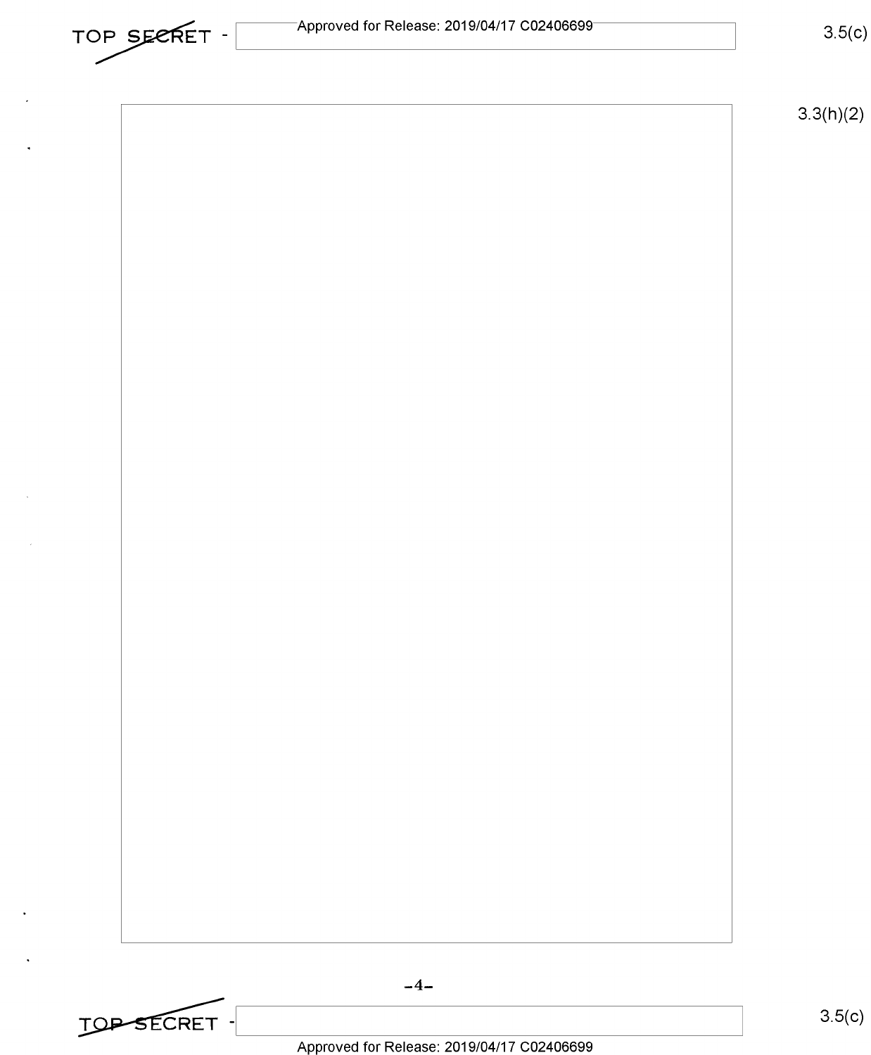3.3(h)(2)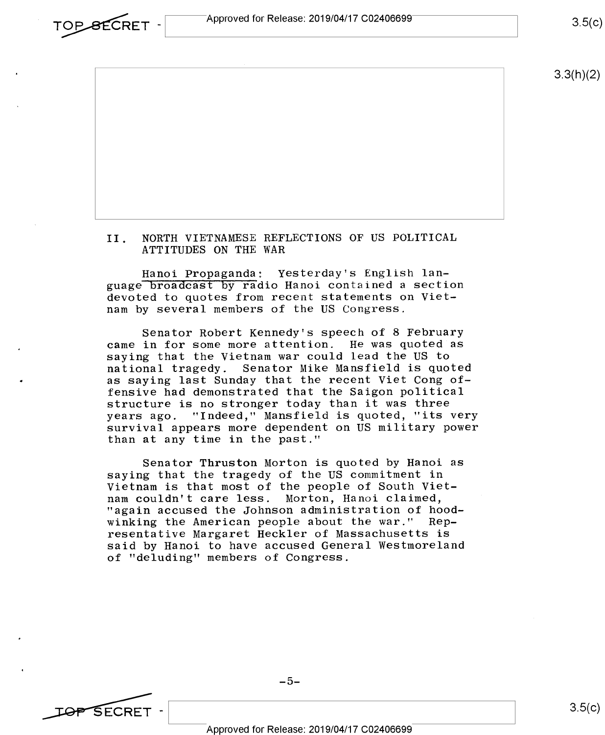## II. NORTH VIETNAMESE REFLECTIONS OF US POLITICAL ATTITUDES ON THE WAR

Hanoi Propaganda: Yesterday's English language broadcast by radio Hanoi contained a section devoted to quotes from recent statements on Vietnam by several members of the US Congress.

Senator Robert Kennedy's speech of 8 February came in for some more attention. He was quoted as saying that the Vietnam war could lead the US to national tragedy. Senator Mike Mansfield is quoted as saying last Sunday that the recent Viet Cong offensive had demonstrated that the Saigon political structure is no stronger today than it was three years ago. "Indeed," Mansfield is quoted, "its very survival appears more dependent on US military power than at any time in the past."

Senator Thruston Morton is quoted by Hanoi as saying that the tragedy of the US commitment in Vietnam is that most of the people of South Vietnam couldn't care less. Morton, Hanoi claimed, "again accused the Johnson administration of hoodwinking the American people about the war." Representative Margaret Heckler of Massachusetts is said by Hanoi to have accused General Westmoreland of "deluding" members of Congress.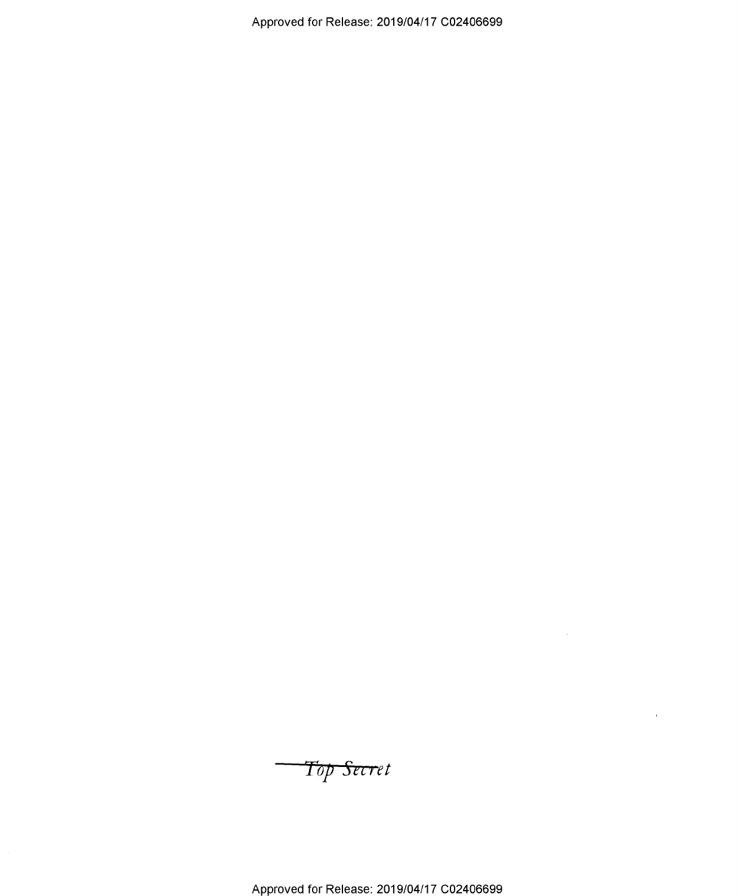~~Top Secret~~